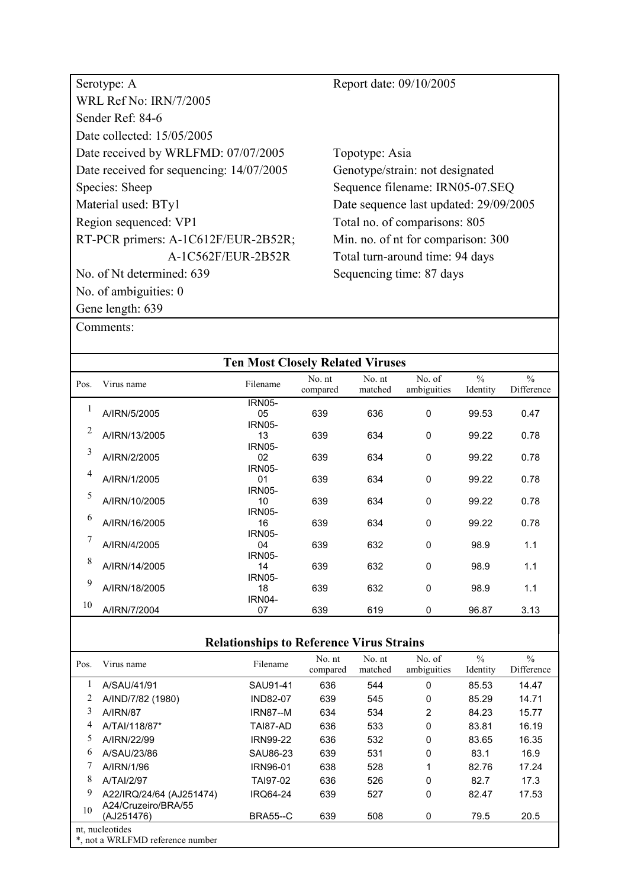Serotype: A

WRL Ref No: IRN/7/2005

Sender Ref: 84-6

Date collected: 15/05/2005

Date received by WRLFMD: 07/07/2005

Date received for sequencing: 14/07/2005

Species: Sheep

Material used: BTy1

Region sequenced: VP1

RT-PCR primers: A-1C612F/EUR-2B52R; A-1C562F/EUR-2B52R

No. of Nt determined: 639

No. of ambiguities: 0

Gene length: 639

Report date: 09/10/2005

Topotype: Asia

Genotype/strain: not designated

Sequence filename: IRN05-07.SEQ

Date sequence last updated: 29/09/2005

Total no. of comparisons: 805

Min. no. of nt for comparison: 300

Total turn-around time: 94 days

Sequencing time: 87 days

Comments:

## Ten Most Closely Related Viruses

| Pos. | Virus name | Filename | No. nt compared | No. nt matched | No. of ambiguities | % Identity | % Difference |
|---|---|---|---|---|---|---|---|
| 1 | A/IRN/5/2005 | IRN05-05 | 639 | 636 | 0 | 99.53 | 0.47 |
| 2 | A/IRN/13/2005 | IRN05-13 | 639 | 634 | 0 | 99.22 | 0.78 |
| 3 | A/IRN/2/2005 | IRN05-02 | 639 | 634 | 0 | 99.22 | 0.78 |
| 4 | A/IRN/1/2005 | IRN05-01 | 639 | 634 | 0 | 99.22 | 0.78 |
| 5 | A/IRN/10/2005 | IRN05-10 | 639 | 634 | 0 | 99.22 | 0.78 |
| 6 | A/IRN/16/2005 | IRN05-16 | 639 | 634 | 0 | 99.22 | 0.78 |
| 7 | A/IRN/4/2005 | IRN05-04 | 639 | 632 | 0 | 98.9 | 1.1 |
| 8 | A/IRN/14/2005 | IRN05-14 | 639 | 632 | 0 | 98.9 | 1.1 |
| 9 | A/IRN/18/2005 | IRN05-18 | 639 | 632 | 0 | 98.9 | 1.1 |
| 10 | A/IRN/7/2004 | IRN04-07 | 639 | 619 | 0 | 96.87 | 3.13 |

## Relationships to Reference Virus Strains

| Pos. | Virus name | Filename | No. nt compared | No. nt matched | No. of ambiguities | % Identity | % Difference |
|---|---|---|---|---|---|---|---|
| 1 | A/SAU/41/91 | SAU91-41 | 636 | 544 | 0 | 85.53 | 14.47 |
| 2 | A/IND/7/82 (1980) | IND82-07 | 639 | 545 | 0 | 85.29 | 14.71 |
| 3 | A/IRN/87 | IRN87--M | 634 | 534 | 2 | 84.23 | 15.77 |
| 4 | A/TAI/118/87* | TAI87-AD | 636 | 533 | 0 | 83.81 | 16.19 |
| 5 | A/IRN/22/99 | IRN99-22 | 636 | 532 | 0 | 83.65 | 16.35 |
| 6 | A/SAU/23/86 | SAU86-23 | 639 | 531 | 0 | 83.1 | 16.9 |
| 7 | A/IRN/1/96 | IRN96-01 | 638 | 528 | 1 | 82.76 | 17.24 |
| 8 | A/TAI/2/97 | TAI97-02 | 636 | 526 | 0 | 82.7 | 17.3 |
| 9 | A22/IRQ/24/64 (AJ251474) | IRQ64-24 | 639 | 527 | 0 | 82.47 | 17.53 |
| 10 | A24/Cruzeiro/BRA/55 (AJ251476) | BRA55--C | 639 | 508 | 0 | 79.5 | 20.5 |

nt, nucleotides

*, not a WRLFMD reference number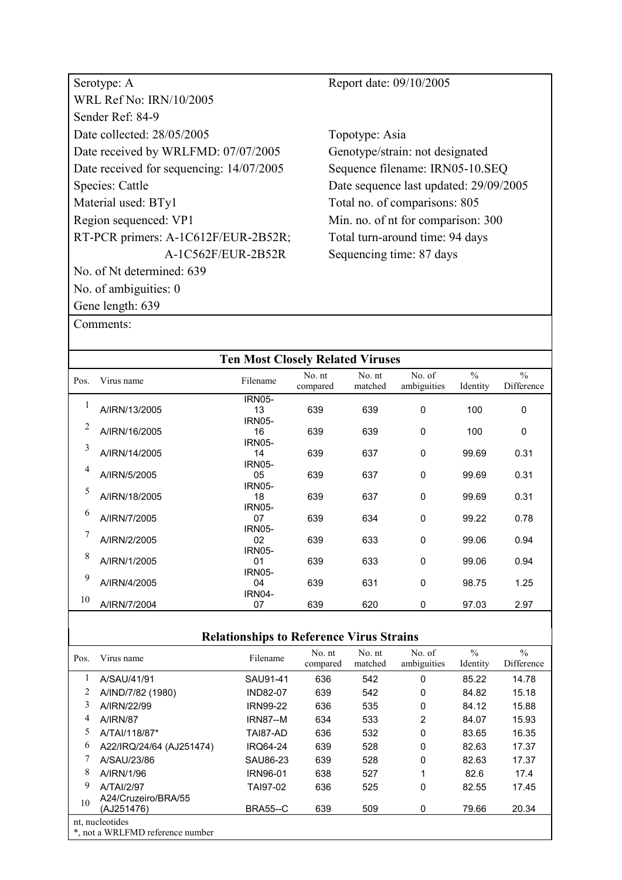Serotype: A
WRL Ref No: IRN/10/2005
Sender Ref: 84-9
Date collected: 28/05/2005
Date received by WRLFMD: 07/07/2005
Date received for sequencing: 14/07/2005
Species: Cattle
Material used: BTy1
Region sequenced: VP1
RT-PCR primers: A-1C612F/EUR-2B52R; A-1C562F/EUR-2B52R
No. of Nt determined: 639
No. of ambiguities: 0
Gene length: 639

Report date: 09/10/2005

Topotype: Asia
Genotype/strain: not designated
Sequence filename: IRN05-10.SEQ
Date sequence last updated: 29/09/2005
Total no. of comparisons: 805
Min. no. of nt for comparison: 300
Total turn-around time: 94 days
Sequencing time: 87 days

Comments:

## Ten Most Closely Related Viruses

| Pos. | Virus name | Filename | No. nt compared | No. nt matched | No. of ambiguities | % Identity | % Difference |
|---|---|---|---|---|---|---|---|
| 1 | A/IRN/13/2005 | IRN05-13 | 639 | 639 | 0 | 100 | 0 |
| 2 | A/IRN/16/2005 | IRN05-16 | 639 | 639 | 0 | 100 | 0 |
| 3 | A/IRN/14/2005 | IRN05-14 | 639 | 637 | 0 | 99.69 | 0.31 |
| 4 | A/IRN/5/2005 | IRN05-05 | 639 | 637 | 0 | 99.69 | 0.31 |
| 5 | A/IRN/18/2005 | IRN05-18 | 639 | 637 | 0 | 99.69 | 0.31 |
| 6 | A/IRN/7/2005 | IRN05-07 | 639 | 634 | 0 | 99.22 | 0.78 |
| 7 | A/IRN/2/2005 | IRN05-02 | 639 | 633 | 0 | 99.06 | 0.94 |
| 8 | A/IRN/1/2005 | IRN05-01 | 639 | 633 | 0 | 99.06 | 0.94 |
| 9 | A/IRN/4/2005 | IRN05-04 | 639 | 631 | 0 | 98.75 | 1.25 |
| 10 | A/IRN/7/2004 | IRN04-07 | 639 | 620 | 0 | 97.03 | 2.97 |

## Relationships to Reference Virus Strains

| Pos. | Virus name | Filename | No. nt compared | No. nt matched | No. of ambiguities | % Identity | % Difference |
|---|---|---|---|---|---|---|---|
| 1 | A/SAU/41/91 | SAU91-41 | 636 | 542 | 0 | 85.22 | 14.78 |
| 2 | A/IND/7/82 (1980) | IND82-07 | 639 | 542 | 0 | 84.82 | 15.18 |
| 3 | A/IRN/22/99 | IRN99-22 | 636 | 535 | 0 | 84.12 | 15.88 |
| 4 | A/IRN/87 | IRN87--M | 634 | 533 | 2 | 84.07 | 15.93 |
| 5 | A/TAI/118/87* | TAI87-AD | 636 | 532 | 0 | 83.65 | 16.35 |
| 6 | A22/IRQ/24/64 (AJ251474) | IRQ64-24 | 639 | 528 | 0 | 82.63 | 17.37 |
| 7 | A/SAU/23/86 | SAU86-23 | 639 | 528 | 0 | 82.63 | 17.37 |
| 8 | A/IRN/1/96 | IRN96-01 | 638 | 527 | 1 | 82.6 | 17.4 |
| 9 | A/TAI/2/97 | TAI97-02 | 636 | 525 | 0 | 82.55 | 17.45 |
| 10 | A24/Cruzeiro/BRA/55 (AJ251476) | BRA55--C | 639 | 509 | 0 | 79.66 | 20.34 |

nt, nucleotides
*, not a WRLFMD reference number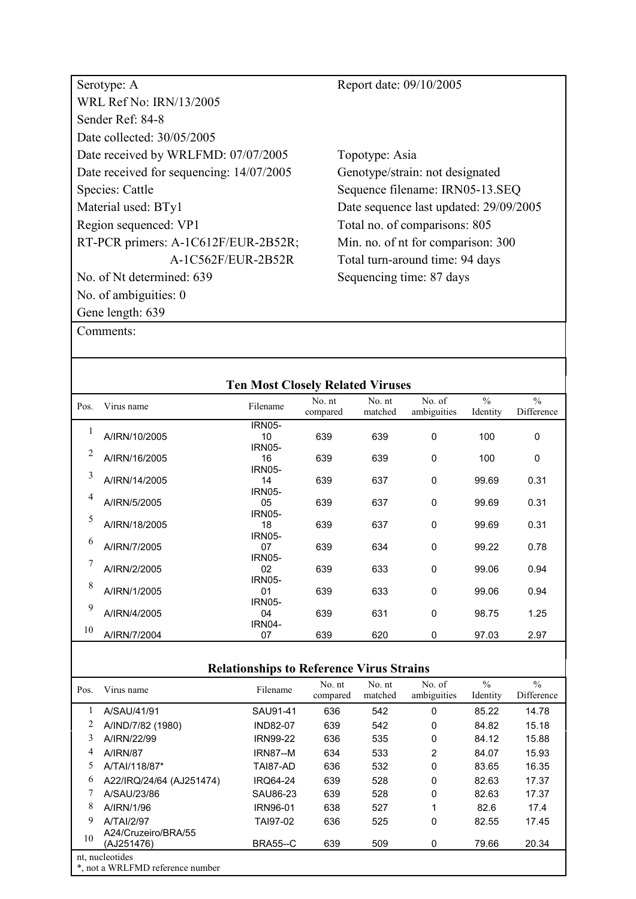| | |
|---|---|
| Serotype: A | Report date: 09/10/2005 |
| WRL Ref No: IRN/13/2005 | |
| Sender Ref: 84-8 | |
| Date collected: 30/05/2005 | |
| Date received by WRLFMD: 07/07/2005 | Topotype: Asia |
| Date received for sequencing: 14/07/2005 | Genotype/strain: not designated |
| Species: Cattle | Sequence filename: IRN05-13.SEQ |
| Material used: BTy1 | Date sequence last updated: 29/09/2005 |
| Region sequenced: VP1 | Total no. of comparisons: 805 |
| RT-PCR primers: A-1C612F/EUR-2B52R; A-1C562F/EUR-2B52R | Min. no. of nt for comparison: 300 |
| | Total turn-around time: 94 days |
| No. of Nt determined: 639 | Sequencing time: 87 days |
| No. of ambiguities: 0 | |
| Gene length: 639 | |

Comments:

## Ten Most Closely Related Viruses

| Pos. | Virus name | Filename | No. nt compared | No. nt matched | No. of ambiguities | % Identity | % Difference |
|---|---|---|---|---|---|---|---|
| 1 | A/IRN/10/2005 | IRN05-10 | 639 | 639 | 0 | 100 | 0 |
| 2 | A/IRN/16/2005 | IRN05-16 | 639 | 639 | 0 | 100 | 0 |
| 3 | A/IRN/14/2005 | IRN05-14 | 639 | 637 | 0 | 99.69 | 0.31 |
| 4 | A/IRN/5/2005 | IRN05-05 | 639 | 637 | 0 | 99.69 | 0.31 |
| 5 | A/IRN/18/2005 | IRN05-18 | 639 | 637 | 0 | 99.69 | 0.31 |
| 6 | A/IRN/7/2005 | IRN05-07 | 639 | 634 | 0 | 99.22 | 0.78 |
| 7 | A/IRN/2/2005 | IRN05-02 | 639 | 633 | 0 | 99.06 | 0.94 |
| 8 | A/IRN/1/2005 | IRN05-01 | 639 | 633 | 0 | 99.06 | 0.94 |
| 9 | A/IRN/4/2005 | IRN05-04 | 639 | 631 | 0 | 98.75 | 1.25 |
| 10 | A/IRN/7/2004 | IRN04-07 | 639 | 620 | 0 | 97.03 | 2.97 |

## Relationships to Reference Virus Strains

| Pos. | Virus name | Filename | No. nt compared | No. nt matched | No. of ambiguities | % Identity | % Difference |
|---|---|---|---|---|---|---|---|
| 1 | A/SAU/41/91 | SAU91-41 | 636 | 542 | 0 | 85.22 | 14.78 |
| 2 | A/IND/7/82 (1980) | IND82-07 | 639 | 542 | 0 | 84.82 | 15.18 |
| 3 | A/IRN/22/99 | IRN99-22 | 636 | 535 | 0 | 84.12 | 15.88 |
| 4 | A/IRN/87 | IRN87--M | 634 | 533 | 2 | 84.07 | 15.93 |
| 5 | A/TAI/118/87* | TAI87-AD | 636 | 532 | 0 | 83.65 | 16.35 |
| 6 | A22/IRQ/24/64 (AJ251474) | IRQ64-24 | 639 | 528 | 0 | 82.63 | 17.37 |
| 7 | A/SAU/23/86 | SAU86-23 | 639 | 528 | 0 | 82.63 | 17.37 |
| 8 | A/IRN/1/96 | IRN96-01 | 638 | 527 | 1 | 82.6 | 17.4 |
| 9 | A/TAI/2/97 | TAI97-02 | 636 | 525 | 0 | 82.55 | 17.45 |
| 10 | A24/Cruzeiro/BRA/55 (AJ251476) | BRA55--C | 639 | 509 | 0 | 79.66 | 20.34 |

nt, nucleotides
*, not a WRLFMD reference number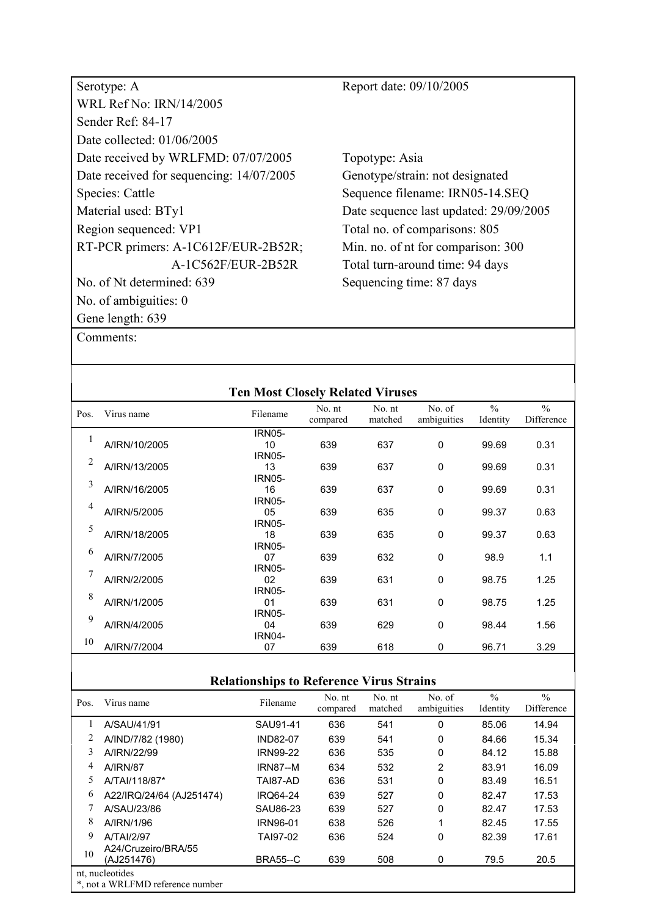Serotype: A

WRL Ref No: IRN/14/2005

Sender Ref: 84-17

Date collected: 01/06/2005

Date received by WRLFMD: 07/07/2005

Date received for sequencing: 14/07/2005

Species: Cattle

Material used: BTy1

Region sequenced: VP1

RT-PCR primers: A-1C612F/EUR-2B52R; A-1C562F/EUR-2B52R

No. of Nt determined: 639

No. of ambiguities: 0

Gene length: 639

Report date: 09/10/2005

Topotype: Asia

Genotype/strain: not designated

Sequence filename: IRN05-14.SEQ

Date sequence last updated: 29/09/2005

Total no. of comparisons: 805

Min. no. of nt for comparison: 300

Total turn-around time: 94 days

Sequencing time: 87 days

Comments:

### Ten Most Closely Related Viruses

| Pos. | Virus name | Filename | No. nt compared | No. nt matched | No. of ambiguities | % Identity | % Difference |
|---|---|---|---|---|---|---|---|
| 1 | A/IRN/10/2005 | IRN05-10 | 639 | 637 | 0 | 99.69 | 0.31 |
| 2 | A/IRN/13/2005 | IRN05-13 | 639 | 637 | 0 | 99.69 | 0.31 |
| 3 | A/IRN/16/2005 | IRN05-16 | 639 | 637 | 0 | 99.69 | 0.31 |
| 4 | A/IRN/5/2005 | IRN05-05 | 639 | 635 | 0 | 99.37 | 0.63 |
| 5 | A/IRN/18/2005 | IRN05-18 | 639 | 635 | 0 | 99.37 | 0.63 |
| 6 | A/IRN/7/2005 | IRN05-07 | 639 | 632 | 0 | 98.9 | 1.1 |
| 7 | A/IRN/2/2005 | IRN05-02 | 639 | 631 | 0 | 98.75 | 1.25 |
| 8 | A/IRN/1/2005 | IRN05-01 | 639 | 631 | 0 | 98.75 | 1.25 |
| 9 | A/IRN/4/2005 | IRN05-04 | 639 | 629 | 0 | 98.44 | 1.56 |
| 10 | A/IRN/7/2004 | IRN04-07 | 639 | 618 | 0 | 96.71 | 3.29 |

### Relationships to Reference Virus Strains

| Pos. | Virus name | Filename | No. nt compared | No. nt matched | No. of ambiguities | % Identity | % Difference |
|---|---|---|---|---|---|---|---|
| 1 | A/SAU/41/91 | SAU91-41 | 636 | 541 | 0 | 85.06 | 14.94 |
| 2 | A/IND/7/82 (1980) | IND82-07 | 639 | 541 | 0 | 84.66 | 15.34 |
| 3 | A/IRN/22/99 | IRN99-22 | 636 | 535 | 0 | 84.12 | 15.88 |
| 4 | A/IRN/87 | IRN87--M | 634 | 532 | 2 | 83.91 | 16.09 |
| 5 | A/TAI/118/87* | TAI87-AD | 636 | 531 | 0 | 83.49 | 16.51 |
| 6 | A22/IRQ/24/64 (AJ251474) | IRQ64-24 | 639 | 527 | 0 | 82.47 | 17.53 |
| 7 | A/SAU/23/86 | SAU86-23 | 639 | 527 | 0 | 82.47 | 17.53 |
| 8 | A/IRN/1/96 | IRN96-01 | 638 | 526 | 1 | 82.45 | 17.55 |
| 9 | A/TAI/2/97 | TAI97-02 | 636 | 524 | 0 | 82.39 | 17.61 |
| 10 | A24/Cruzeiro/BRA/55 (AJ251476) | BRA55--C | 639 | 508 | 0 | 79.5 | 20.5 |

nt, nucleotides

*, not a WRLFMD reference number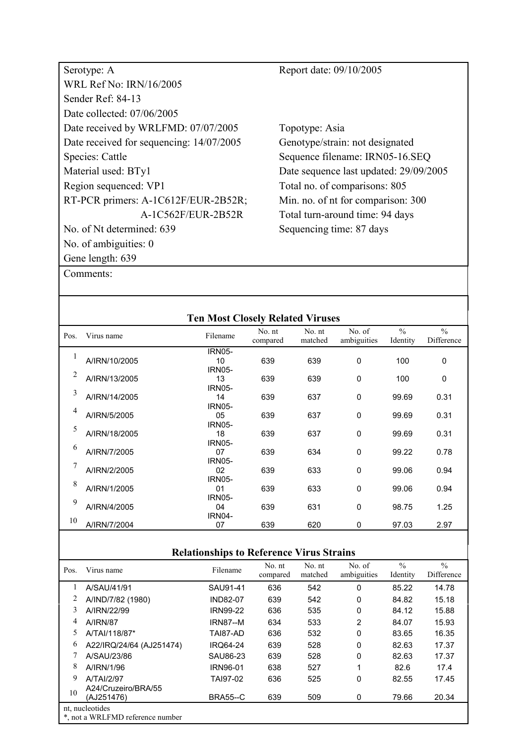| | |
|---|---|
| Serotype: A | Report date: 09/10/2005 |
| WRL Ref No: IRN/16/2005 | |
| Sender Ref: 84-13 | |
| Date collected: 07/06/2005 | |
| Date received by WRLFMD: 07/07/2005 | Topotype: Asia |
| Date received for sequencing: 14/07/2005 | Genotype/strain: not designated |
| Species: Cattle | Sequence filename: IRN05-16.SEQ |
| Material used: BTy1 | Date sequence last updated: 29/09/2005 |
| Region sequenced: VP1 | Total no. of comparisons: 805 |
| RT-PCR primers: A-1C612F/EUR-2B52R; A-1C562F/EUR-2B52R | Min. no. of nt for comparison: 300 |
| | Total turn-around time: 94 days |
| No. of Nt determined: 639 | Sequencing time: 87 days |
| No. of ambiguities: 0 | |
| Gene length: 639 | |

Comments:

**Ten Most Closely Related Viruses**

| Pos. | Virus name | Filename | No. nt compared | No. nt matched | No. of ambiguities | % Identity | % Difference |
|---|---|---|---|---|---|---|---|
| 1 | A/IRN/10/2005 | IRN05-10 | 639 | 639 | 0 | 100 | 0 |
| 2 | A/IRN/13/2005 | IRN05-13 | 639 | 639 | 0 | 100 | 0 |
| 3 | A/IRN/14/2005 | IRN05-14 | 639 | 637 | 0 | 99.69 | 0.31 |
| 4 | A/IRN/5/2005 | IRN05-05 | 639 | 637 | 0 | 99.69 | 0.31 |
| 5 | A/IRN/18/2005 | IRN05-18 | 639 | 637 | 0 | 99.69 | 0.31 |
| 6 | A/IRN/7/2005 | IRN05-07 | 639 | 634 | 0 | 99.22 | 0.78 |
| 7 | A/IRN/2/2005 | IRN05-02 | 639 | 633 | 0 | 99.06 | 0.94 |
| 8 | A/IRN/1/2005 | IRN05-01 | 639 | 633 | 0 | 99.06 | 0.94 |
| 9 | A/IRN/4/2005 | IRN05-04 | 639 | 631 | 0 | 98.75 | 1.25 |
| 10 | A/IRN/7/2004 | IRN04-07 | 639 | 620 | 0 | 97.03 | 2.97 |

**Relationships to Reference Virus Strains**

| Pos. | Virus name | Filename | No. nt compared | No. nt matched | No. of ambiguities | % Identity | % Difference |
|---|---|---|---|---|---|---|---|
| 1 | A/SAU/41/91 | SAU91-41 | 636 | 542 | 0 | 85.22 | 14.78 |
| 2 | A/IND/7/82 (1980) | IND82-07 | 639 | 542 | 0 | 84.82 | 15.18 |
| 3 | A/IRN/22/99 | IRN99-22 | 636 | 535 | 0 | 84.12 | 15.88 |
| 4 | A/IRN/87 | IRN87--M | 634 | 533 | 2 | 84.07 | 15.93 |
| 5 | A/TAI/118/87* | TAI87-AD | 636 | 532 | 0 | 83.65 | 16.35 |
| 6 | A22/IRQ/24/64 (AJ251474) | IRQ64-24 | 639 | 528 | 0 | 82.63 | 17.37 |
| 7 | A/SAU/23/86 | SAU86-23 | 639 | 528 | 0 | 82.63 | 17.37 |
| 8 | A/IRN/1/96 | IRN96-01 | 638 | 527 | 1 | 82.6 | 17.4 |
| 9 | A/TAI/2/97 | TAI97-02 | 636 | 525 | 0 | 82.55 | 17.45 |
| 10 | A24/Cruzeiro/BRA/55 (AJ251476) | BRA55--C | 639 | 509 | 0 | 79.66 | 20.34 |

nt, nucleotides
*, not a WRLFMD reference number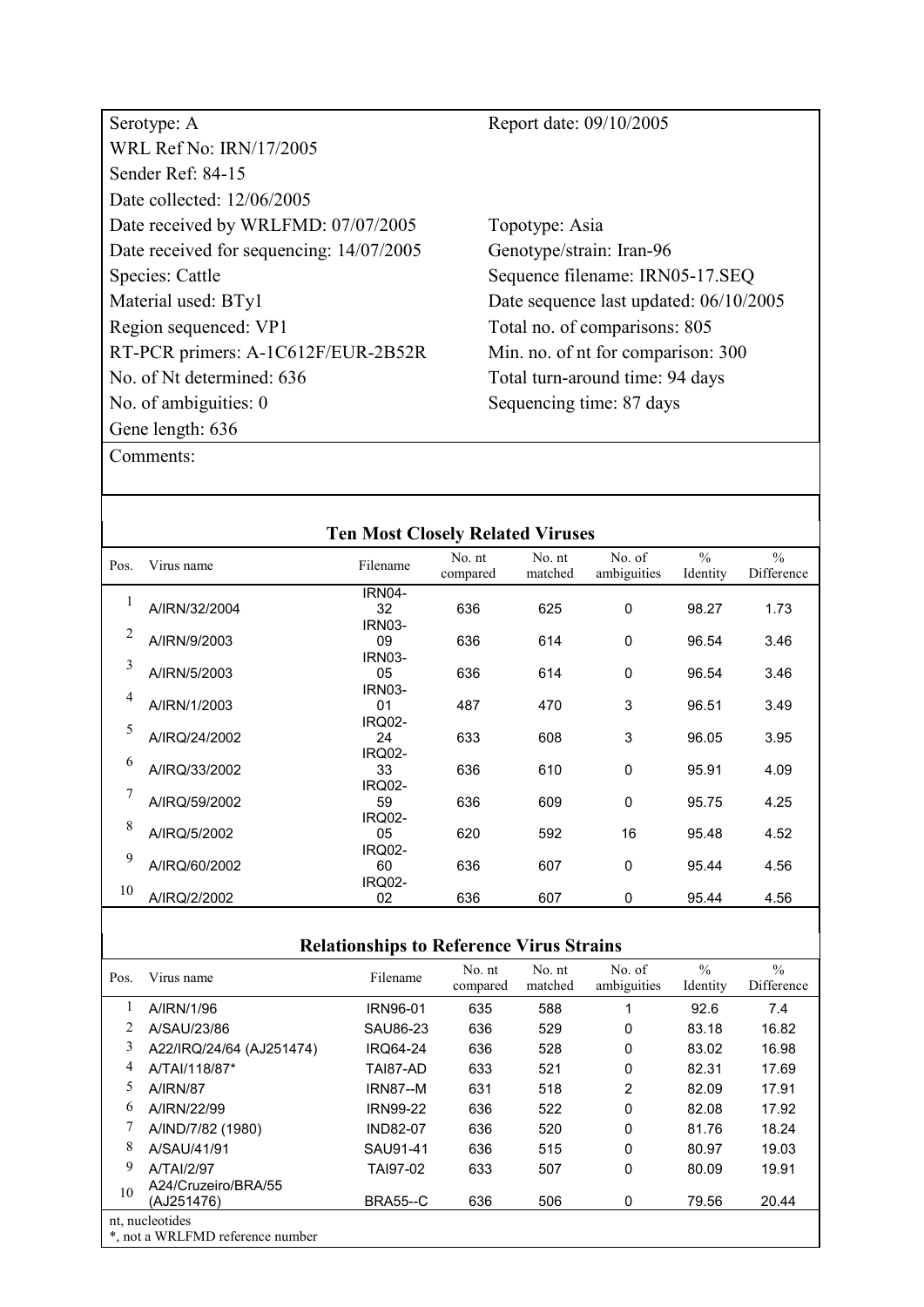| | |
|---|---|
| Serotype: A | Report date: 09/10/2005 |
| WRL Ref No: IRN/17/2005 | |
| Sender Ref: 84-15 | |
| Date collected: 12/06/2005 | |
| Date received by WRLFMD: 07/07/2005 | Topotype: Asia |
| Date received for sequencing: 14/07/2005 | Genotype/strain: Iran-96 |
| Species: Cattle | Sequence filename: IRN05-17.SEQ |
| Material used: BTy1 | Date sequence last updated: 06/10/2005 |
| Region sequenced: VP1 | Total no. of comparisons: 805 |
| RT-PCR primers: A-1C612F/EUR-2B52R | Min. no. of nt for comparison: 300 |
| No. of Nt determined: 636 | Total turn-around time: 94 days |
| No. of ambiguities: 0 | Sequencing time: 87 days |
| Gene length: 636 | |

Comments:

**Ten Most Closely Related Viruses**

| Pos. | Virus name | Filename | No. nt compared | No. nt matched | No. of ambiguities | % Identity | % Difference |
|---|---|---|---|---|---|---|---|
| 1 | A/IRN/32/2004 | IRN04-32 | 636 | 625 | 0 | 98.27 | 1.73 |
| 2 | A/IRN/9/2003 | IRN03-09 | 636 | 614 | 0 | 96.54 | 3.46 |
| 3 | A/IRN/5/2003 | IRN03-05 | 636 | 614 | 0 | 96.54 | 3.46 |
| 4 | A/IRN/1/2003 | IRN03-01 | 487 | 470 | 3 | 96.51 | 3.49 |
| 5 | A/IRQ/24/2002 | IRQ02-24 | 633 | 608 | 3 | 96.05 | 3.95 |
| 6 | A/IRQ/33/2002 | IRQ02-33 | 636 | 610 | 0 | 95.91 | 4.09 |
| 7 | A/IRQ/59/2002 | IRQ02-59 | 636 | 609 | 0 | 95.75 | 4.25 |
| 8 | A/IRQ/5/2002 | IRQ02-05 | 620 | 592 | 16 | 95.48 | 4.52 |
| 9 | A/IRQ/60/2002 | IRQ02-60 | 636 | 607 | 0 | 95.44 | 4.56 |
| 10 | A/IRQ/2/2002 | IRQ02-02 | 636 | 607 | 0 | 95.44 | 4.56 |

**Relationships to Reference Virus Strains**

| Pos. | Virus name | Filename | No. nt compared | No. nt matched | No. of ambiguities | % Identity | % Difference |
|---|---|---|---|---|---|---|---|
| 1 | A/IRN/1/96 | IRN96-01 | 635 | 588 | 1 | 92.6 | 7.4 |
| 2 | A/SAU/23/86 | SAU86-23 | 636 | 529 | 0 | 83.18 | 16.82 |
| 3 | A22/IRQ/24/64 (AJ251474) | IRQ64-24 | 636 | 528 | 0 | 83.02 | 16.98 |
| 4 | A/TAI/118/87* | TAI87-AD | 633 | 521 | 0 | 82.31 | 17.69 |
| 5 | A/IRN/87 | IRN87--M | 631 | 518 | 2 | 82.09 | 17.91 |
| 6 | A/IRN/22/99 | IRN99-22 | 636 | 522 | 0 | 82.08 | 17.92 |
| 7 | A/IND/7/82 (1980) | IND82-07 | 636 | 520 | 0 | 81.76 | 18.24 |
| 8 | A/SAU/41/91 | SAU91-41 | 636 | 515 | 0 | 80.97 | 19.03 |
| 9 | A/TAI/2/97 | TAI97-02 | 633 | 507 | 0 | 80.09 | 19.91 |
| 10 | A24/Cruzeiro/BRA/55 (AJ251476) | BRA55--C | 636 | 506 | 0 | 79.56 | 20.44 |

nt, nucleotides
*, not a WRLFMD reference number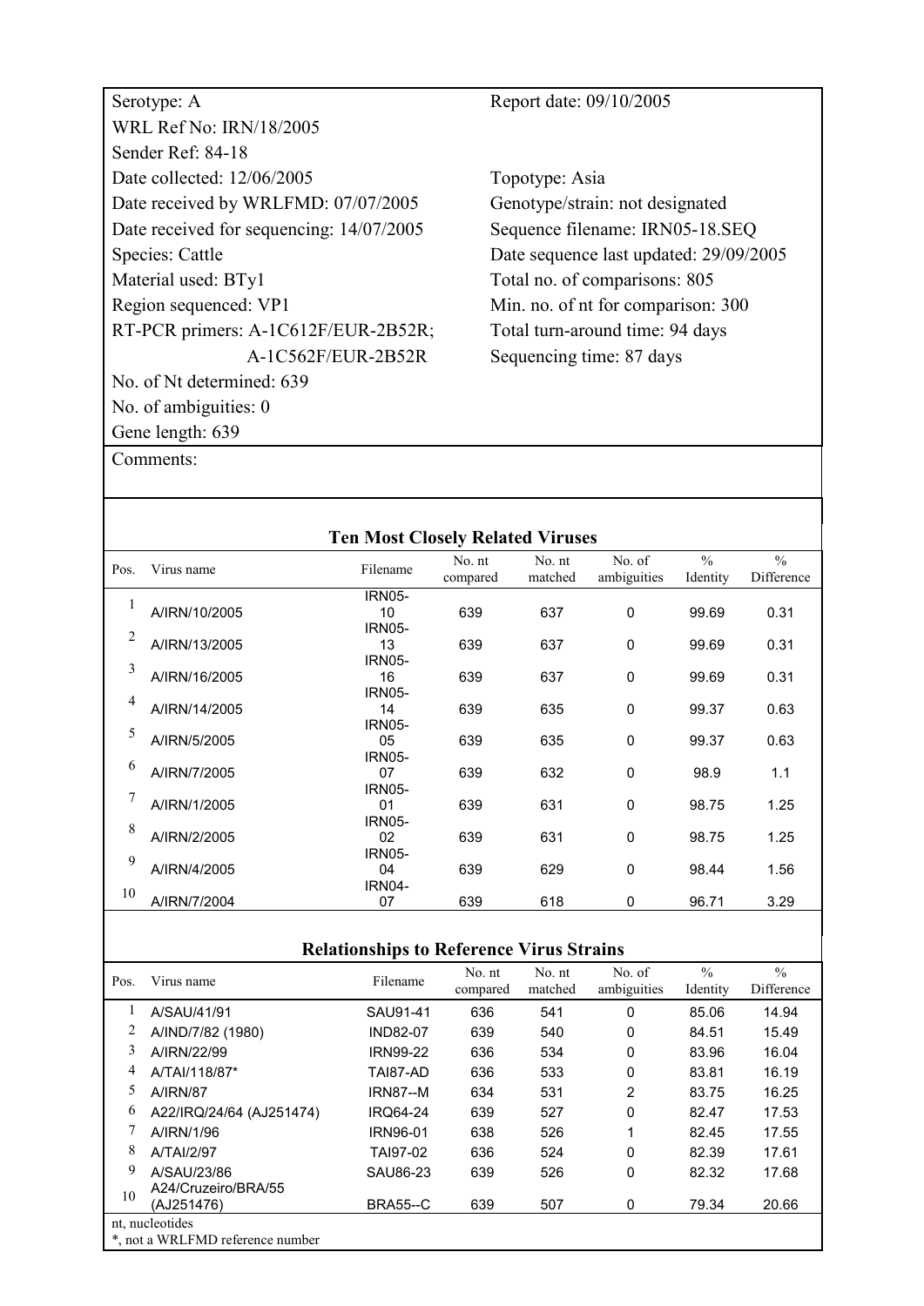| | |
|---|---|
| Serotype: A | Report date: 09/10/2005 |
| WRL Ref No: IRN/18/2005 | |
| Sender Ref: 84-18 | |
| Date collected: 12/06/2005 | Topotype: Asia |
| Date received by WRLFMD: 07/07/2005 | Genotype/strain: not designated |
| Date received for sequencing: 14/07/2005 | Sequence filename: IRN05-18.SEQ |
| Species: Cattle | Date sequence last updated: 29/09/2005 |
| Material used: BTy1 | Total no. of comparisons: 805 |
| Region sequenced: VP1 | Min. no. of nt for comparison: 300 |
| RT-PCR primers: A-1C612F/EUR-2B52R; A-1C562F/EUR-2B52R | Total turn-around time: 94 days |
| | Sequencing time: 87 days |
| No. of Nt determined: 639 | |
| No. of ambiguities: 0 | |
| Gene length: 639 | |

Comments:

**Ten Most Closely Related Viruses**

| Pos. | Virus name | Filename | No. nt compared | No. nt matched | No. of ambiguities | % Identity | % Difference |
|---|---|---|---|---|---|---|---|
| 1 | A/IRN/10/2005 | IRN05-10 | 639 | 637 | 0 | 99.69 | 0.31 |
| 2 | A/IRN/13/2005 | IRN05-13 | 639 | 637 | 0 | 99.69 | 0.31 |
| 3 | A/IRN/16/2005 | IRN05-16 | 639 | 637 | 0 | 99.69 | 0.31 |
| 4 | A/IRN/14/2005 | IRN05-14 | 639 | 635 | 0 | 99.37 | 0.63 |
| 5 | A/IRN/5/2005 | IRN05-05 | 639 | 635 | 0 | 99.37 | 0.63 |
| 6 | A/IRN/7/2005 | IRN05-07 | 639 | 632 | 0 | 98.9 | 1.1 |
| 7 | A/IRN/1/2005 | IRN05-01 | 639 | 631 | 0 | 98.75 | 1.25 |
| 8 | A/IRN/2/2005 | IRN05-02 | 639 | 631 | 0 | 98.75 | 1.25 |
| 9 | A/IRN/4/2005 | IRN05-04 | 639 | 629 | 0 | 98.44 | 1.56 |
| 10 | A/IRN/7/2004 | IRN04-07 | 639 | 618 | 0 | 96.71 | 3.29 |

**Relationships to Reference Virus Strains**

| Pos. | Virus name | Filename | No. nt compared | No. nt matched | No. of ambiguities | % Identity | % Difference |
|---|---|---|---|---|---|---|---|
| 1 | A/SAU/41/91 | SAU91-41 | 636 | 541 | 0 | 85.06 | 14.94 |
| 2 | A/IND/7/82 (1980) | IND82-07 | 639 | 540 | 0 | 84.51 | 15.49 |
| 3 | A/IRN/22/99 | IRN99-22 | 636 | 534 | 0 | 83.96 | 16.04 |
| 4 | A/TAI/118/87* | TAI87-AD | 636 | 533 | 0 | 83.81 | 16.19 |
| 5 | A/IRN/87 | IRN87--M | 634 | 531 | 2 | 83.75 | 16.25 |
| 6 | A22/IRQ/24/64 (AJ251474) | IRQ64-24 | 639 | 527 | 0 | 82.47 | 17.53 |
| 7 | A/IRN/1/96 | IRN96-01 | 638 | 526 | 1 | 82.45 | 17.55 |
| 8 | A/TAI/2/97 | TAI97-02 | 636 | 524 | 0 | 82.39 | 17.61 |
| 9 | A/SAU/23/86 | SAU86-23 | 639 | 526 | 0 | 82.32 | 17.68 |
| 10 | A24/Cruzeiro/BRA/55 (AJ251476) | BRA55--C | 639 | 507 | 0 | 79.34 | 20.66 |

nt, nucleotides
*, not a WRLFMD reference number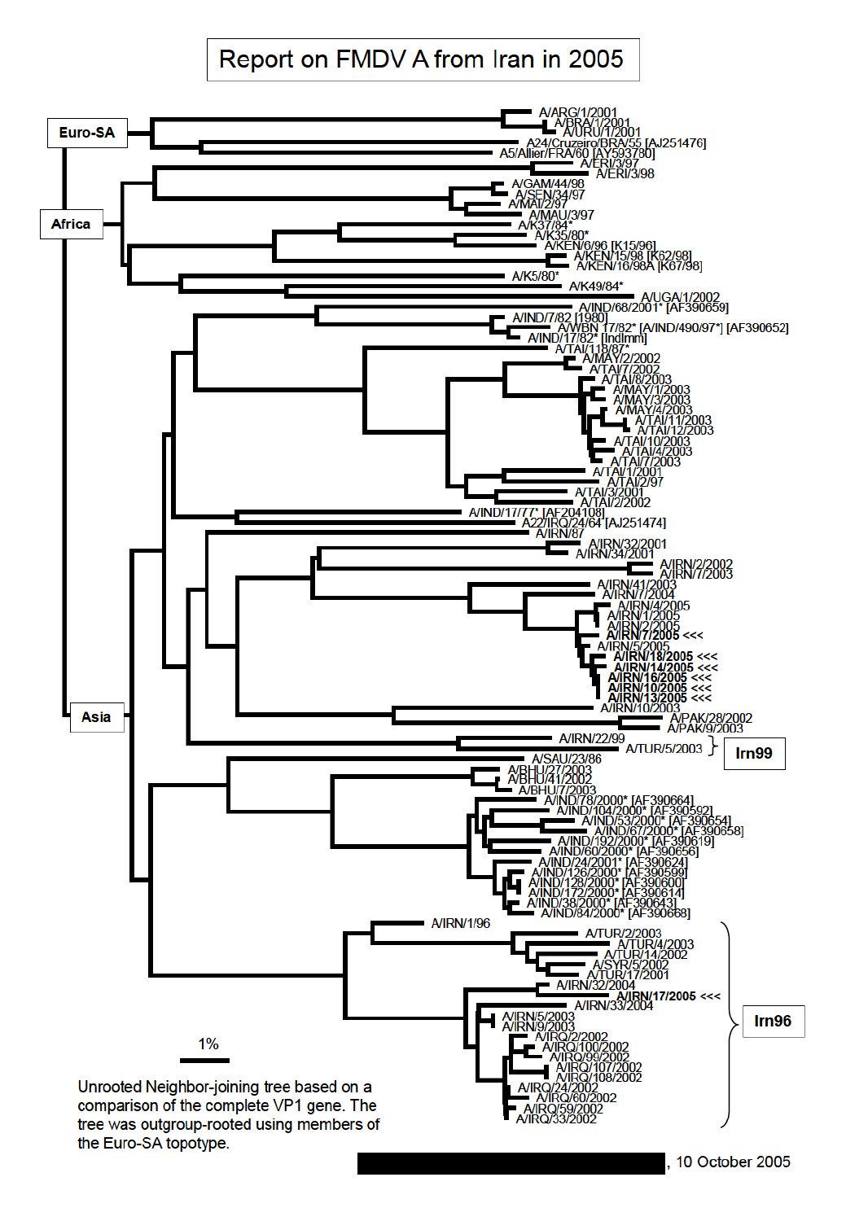# Report on FMDV A from Iran in 2005

**Euro-SA**

- A/ARG/1/2001
- A/BRA/1/2001
- A/URU/1/2001
- A24/Cruzeiro/BRA/55 [AJ251476]
- A5/Allier/FRA/60 [AY593780]

**Africa**

- A/ERI/3/97
- A/ERI/3/98
- A/GAM/44/98
- A/SEN/34/97
- A/MAI/2/97
- A/MAU/3/97
- A/K37/84*
- A/K35/80*
- A/KEN/6/96 [K15/96]
- A/KEN/15/98 [K62/98]
- A/KEN/16/98A [K67/98]
- A/K5/80*
- A/K49/84*
- A/UGA/1/2002

**Asia**

- A/IND/68/2001* [AF390659]
- A/IND/7/82 [1980]
- A/WBN 17/82* [A/IND/490/97*] [AF390652]
- A/IND/17/82* [IndImm]
- A/TAI/118/87*
- A/MAY/2/2002
- A/TAI/7/2002
- A/TAI/8/2003
- A/MAY/1/2003
- A/MAY/3/2003
- A/MAY/4/2003
- A/TAI/11/2003
- A/TAI/12/2003
- A/TAI/10/2003
- A/TAI/4/2003
- A/TAI/7/2003
- A/TAI/1/2001
- A/TAI/2/97
- A/TAI/3/2001
- A/TAI/2/2002
- A/IND/17/77* [AF204108]
- A22/IRQ/24/64 [AJ251474]
- A/IRN/87
- A/IRN/32/2001
- A/IRN/34/2001
- A/IRN/2/2002
- A/IRN/7/2003
- A/IRN/41/2003
- A/IRN/7/2004
- A/IRN/4/2005
- A/IRN/1/2005
- A/IRN/2/2005
- **A/IRN/7/2005 <<<**
- A/IRN/5/2005
- **A/IRN/18/2005 <<<**
- **A/IRN/14/2005 <<<**
- **A/IRN/16/2005 <<<**
- **A/IRN/10/2005 <<<**
- **A/IRN/13/2005 <<<**
- A/IRN/10/2003
- A/PAK/28/2002
- A/PAK/9/2003
- A/IRN/22/99
- A/TUR/5/2003 } **Irn99**
- A/SAU/23/86
- A/BHU/27/2003
- A/BHU/41/2002
- A/BHU/7/2003
- A/IND/78/2000* [AF390664]
- A/IND/104/2000* [AF390592]
- A/IND/53/2000* [AF390654]
- A/IND/67/2000* [AF390658]
- A/IND/192/2000* [AF390619]
- A/IND/60/2000* [AF390656]
- A/IND/24/2001* [AF390624]
- A/IND/126/2000* [AF390599]
- A/IND/128/2000* [AF390600]
- A/IND/172/2000* [AF390614]
- A/IND/38/2000* [AF390643]
- A/IND/84/2000* [AF390668]
- A/IRN/1/96

**Irn96**

- A/TUR/2/2003
- A/TUR/4/2003
- A/TUR/14/2002
- A/SYR/5/2002
- A/TUR/17/2001
- A/IRN/32/2004
- **A/IRN/17/2005 <<<**
- A/IRN/33/2004
- A/IRN/5/2003
- A/IRN/9/2003
- A/IRQ/2/2002
- A/IRQ/100/2002
- A/IRQ/99/2002
- A/IRQ/107/2002
- A/IRQ/108/2002
- A/IRQ/24/2002
- A/IRQ/60/2002
- A/IRQ/59/2002
- A/IRQ/33/2002

1%

Unrooted Neighbor-joining tree based on a comparison of the complete VP1 gene. The tree was outgroup-rooted using members of the Euro-SA topotype.

, 10 October 2005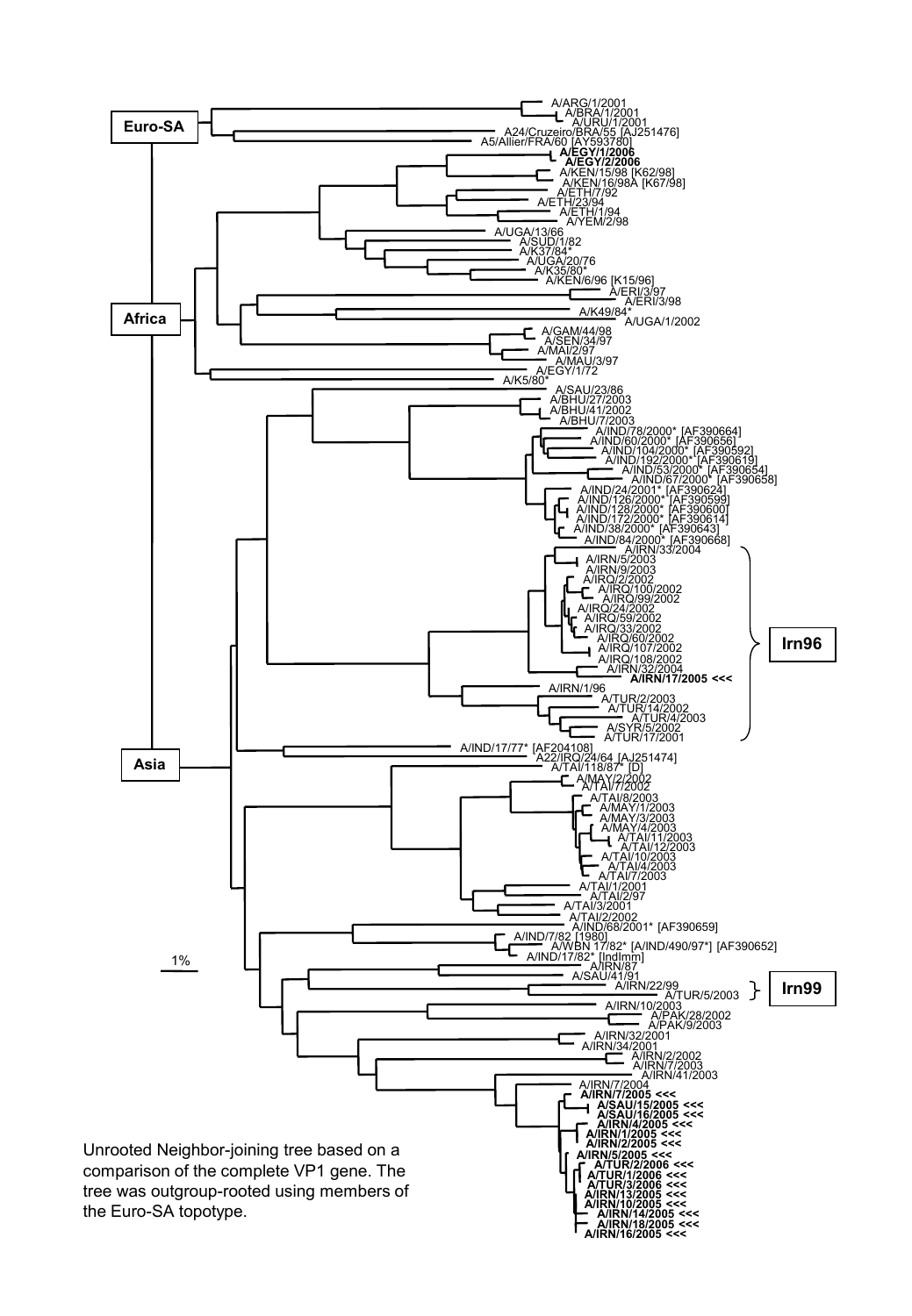Euro-SA

A/ARG/1/2001
A/BRA/1/2001
A/URU/1/2001
A24/Cruzeiro/BRA/55 [AJ251476]
A5/Allier/FRA/60 [AY593780]
**A/EGY/1/2006**
**A/EGY/2/2006**
A/KEN/15/98 [K62/98]
A/KEN/16/98A [K67/98]
A/ETH/7/92
A/ETH/23/94
A/ETH/1/94
A/YEM/2/98
A/UGA/13/66
A/SUD/1/82
A/K37/84*
A/UGA/20/76
A/K35/80*
A/KEN/6/96 [K15/96]
A/ERI/3/97
A/ERI/3/98
A/K49/84*
A/UGA/1/2002
A/GAM/44/98
A/SEN/34/97
A/MAI/2/97
A/MAU/3/97
A/EGY/1/72
A/K5/80*

Africa

A/SAU/23/86
A/BHU/27/2003
A/BHU/41/2002
A/BHU/7/2003
A/IND/78/2000* [AF390664]
A/IND/60/2000* [AF390656]
A/IND/104/2000* [AF390592]
A/IND/192/2000* [AF390619]
A/IND/53/2000* [AF390654]
A/IND/67/2000* [AF390658]
A/IND/24/2001* [AF390624]
A/IND/126/2000* [AF390599]
A/IND/128/2000* [AF390600]
A/IND/172/2000* [AF390614]
A/IND/38/2000* [AF390643]
A/IND/84/2000* [AF390668]
A/IRN/33/2004
A/IRN/5/2003
A/IRN/9/2003
A/IRQ/2/2002
A/IRQ/100/2002
A/IRQ/99/2002
A/IRQ/24/2002
A/IRQ/59/2002
A/IRQ/33/2002
A/IRQ/60/2002
A/IRQ/107/2002
A/IRQ/108/2002
A/IRN/32/2004
**A/IRN/17/2005 <<<**
A/IRN/1/96
A/TUR/2/2003
A/TUR/14/2002
A/TUR/4/2003
A/SYR/5/2002
A/TUR/17/2001

Irn96

A/IND/17/77* [AF204108]
A22/IRQ/24/64 [AJ251474]
A/TAI/118/87* [D]
A/MAY/2/2002
A/TAI/7/2002
A/TAI/8/2003
A/MAY/1/2003
A/MAY/3/2003
A/MAY/4/2003
A/TAI/11/2003
A/TAI/12/2003
A/TAI/10/2003
A/TAI/4/2003
A/TAI/7/2003
A/TAI/1/2001
A/TAI/2/97
A/TAI/3/2001
A/TAI/2/2002
A/IND/68/2001* [AF390659]
A/IND/7/82 [1980]
A/WBN 17/82* [A/IND/490/97*] [AF390652]
A/IND/17/82* [IndImm]
A/IRN/87
A/SAU/41/91
A/IRN/22/99
A/TUR/5/2003

Irn99

A/IRN/10/2003
A/PAK/28/2002
A/PAK/9/2003
A/IRN/32/2001
A/IRN/34/2001
A/IRN/2/2002
A/IRN/7/2003
A/IRN/41/2003
A/IRN/7/2004
**A/IRN/7/2005 <<<**
**A/SAU/15/2005 <<<**
**A/SAU/16/2005 <<<**
**A/IRN/4/2005 <<<**
**A/IRN/1/2005 <<<**
**A/IRN/2/2005 <<<**
**A/IRN/5/2005 <<<**
**A/TUR/2/2006 <<<**
**A/TUR/1/2006 <<<**
**A/TUR/3/2006 <<<**
**A/IRN/13/2005 <<<**
**A/IRN/10/2005 <<<**
**A/IRN/14/2005 <<<**
**A/IRN/18/2005 <<<**
**A/IRN/16/2005 <<<**

Asia

1%

Unrooted Neighbor-joining tree based on a comparison of the complete VP1 gene. The tree was outgroup-rooted using members of the Euro-SA topotype.